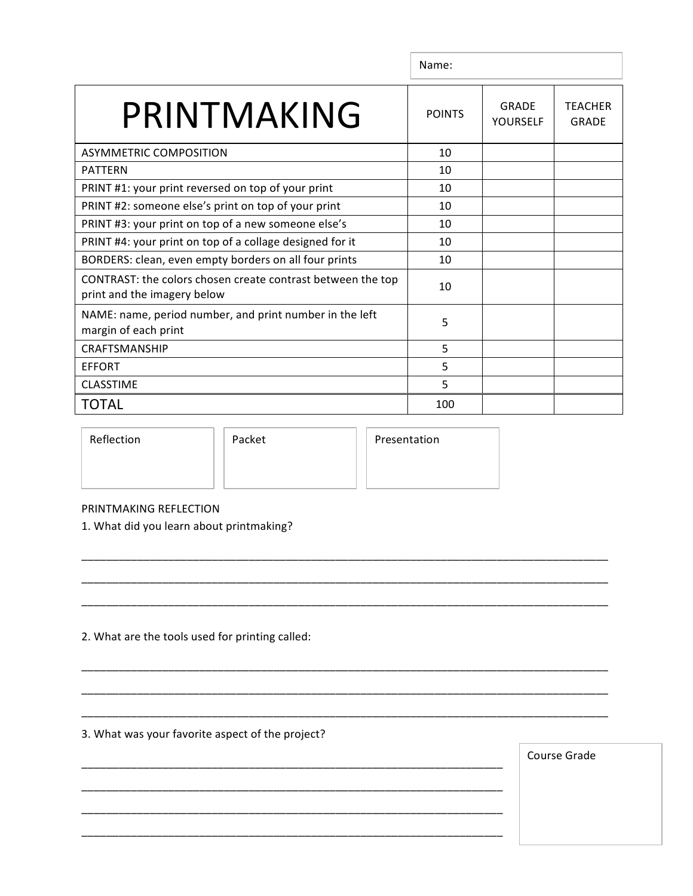Name:

| PRINTMAKING | POINTS | GRADE YOURSELF | TEACHER GRADE |
|---|---|---|---|
| ASYMMETRIC COMPOSITION | 10 | | |
| PATTERN | 10 | | |
| PRINT #1: your print reversed on top of your print | 10 | | |
| PRINT #2: someone else's print on top of your print | 10 | | |
| PRINT #3: your print on top of a new someone else's | 10 | | |
| PRINT #4: your print on top of a collage designed for it | 10 | | |
| BORDERS: clean, even empty borders on all four prints | 10 | | |
| CONTRAST: the colors chosen create contrast between the top print and the imagery below | 10 | | |
| NAME: name, period number, and print number in the left margin of each print | 5 | | |
| CRAFTSMANSHIP | 5 | | |
| EFFORT | 5 | | |
| CLASSTIME | 5 | | |
| TOTAL | 100 | | |

| Reflection | Packet | Presentation |
|---|---|---|
| | | |

PRINTMAKING REFLECTION

1. What did you learn about printmaking?

___________________________________________________________________________

___________________________________________________________________________

___________________________________________________________________________

2. What are the tools used for printing called:

___________________________________________________________________________

___________________________________________________________________________

___________________________________________________________________________

3. What was your favorite aspect of the project?

___________________________________________________________________________

___________________________________________________________________________

___________________________________________________________________________

___________________________________________________________________________

| Course Grade |
|---|
| |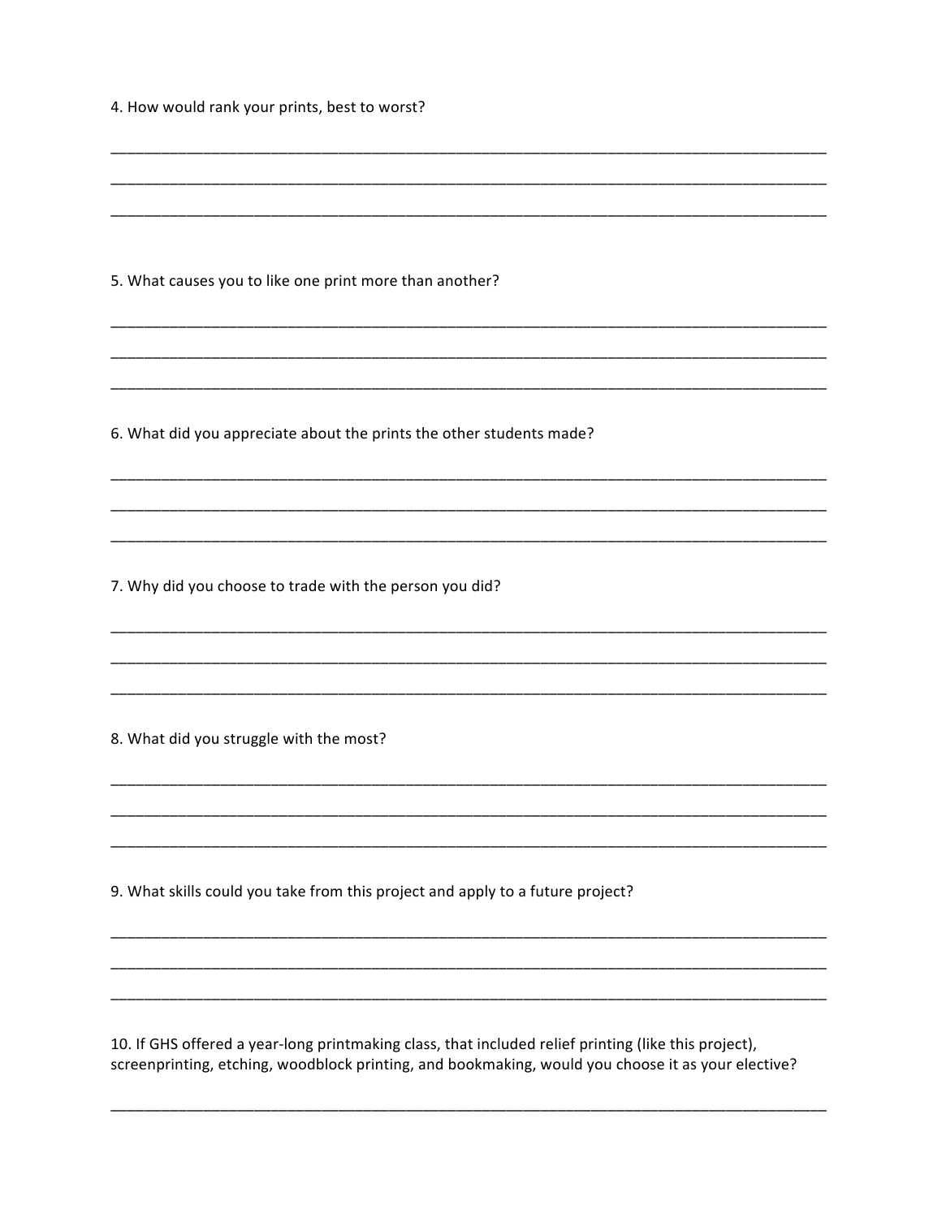4. How would rank your prints, best to worst?

_______________________________________________________________________________

_______________________________________________________________________________

_______________________________________________________________________________

5. What causes you to like one print more than another?

_______________________________________________________________________________

_______________________________________________________________________________

_______________________________________________________________________________

6. What did you appreciate about the prints the other students made?

_______________________________________________________________________________

_______________________________________________________________________________

_______________________________________________________________________________

7. Why did you choose to trade with the person you did?

_______________________________________________________________________________

_______________________________________________________________________________

_______________________________________________________________________________

8. What did you struggle with the most?

_______________________________________________________________________________

_______________________________________________________________________________

_______________________________________________________________________________

9. What skills could you take from this project and apply to a future project?

_______________________________________________________________________________

_______________________________________________________________________________

_______________________________________________________________________________

10. If GHS offered a year-long printmaking class, that included relief printing (like this project), screenprinting, etching, woodblock printing, and bookmaking, would you choose it as your elective?

_______________________________________________________________________________